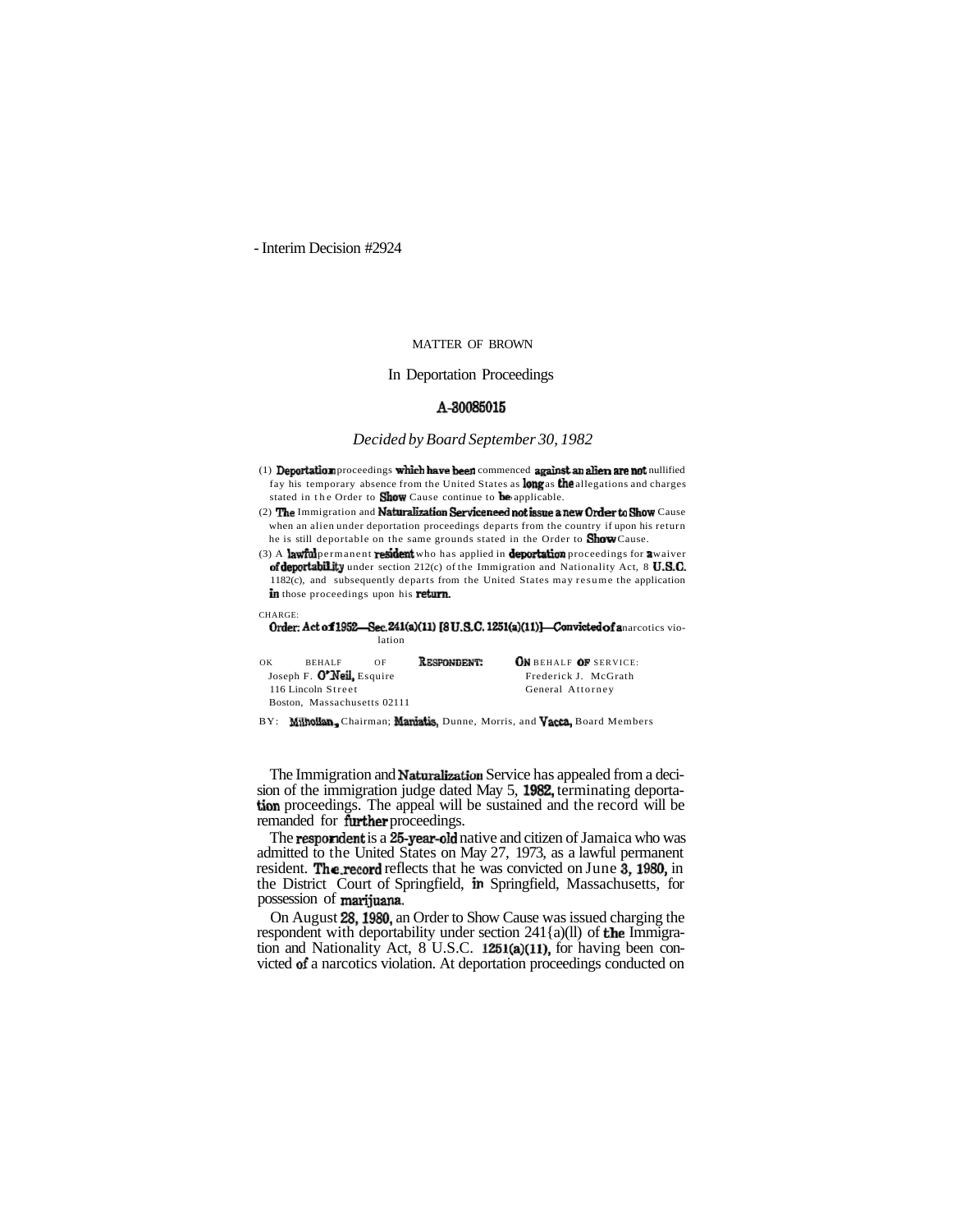Interim Decision #2924

# MATTER OF BROWN

## In Deportation Proceedings

### A-30085015

*Decided by Board September 30, 1982*

(1) Deportation proceedings which have been commenced against an alien are not nullified by his temporary absence from the United States as long as the allegations and charges stated in the Order to Show Cause continue to be applicable.

(2) The Immigration and Naturalization Service need not issue a new Order to Show Cause when an alien under deportation proceedings departs from the country if upon his return he is still deportable on the same grounds stated in the Order to Show Cause.

(3) A lawful permanent resident who has applied in deportation proceedings for a waiver of deportability under section 212(c) of the Immigration and Nationality Act, 8 U.S.C. 1182(c), and subsequently departs from the United States may resume the application in those proceedings upon his return.

CHARGE:

Order: Act of 1952—Sec. 241(a)(11) [8 U.S.C. 1251(a)(11)]—Convicted of a narcotics violation

ON BEHALF OF RESPONDENT:
Joseph F. O'Neil, Esquire
116 Lincoln Street
Boston, Massachusetts 02111

ON BEHALF OF SERVICE:
Frederick J. McGrath
General Attorney

BY: Milhollan, Chairman; Maniatis, Dunne, Morris, and Vacca, Board Members

The Immigration and Naturalization Service has appealed from a decision of the immigration judge dated May 5, 1982, terminating deportation proceedings. The appeal will be sustained and the record will be remanded for further proceedings.

The respondent is a 25-year-old native and citizen of Jamaica who was admitted to the United States on May 27, 1973, as a lawful permanent resident. The record reflects that he was convicted on June 3, 1980, in the District Court of Springfield, in Springfield, Massachusetts, for possession of marijuana.

On August 28, 1980, an Order to Show Cause was issued charging the respondent with deportability under section 241(a)(11) of the Immigration and Nationality Act, 8 U.S.C. 1251(a)(11), for having been convicted of a narcotics violation. At deportation proceedings conducted on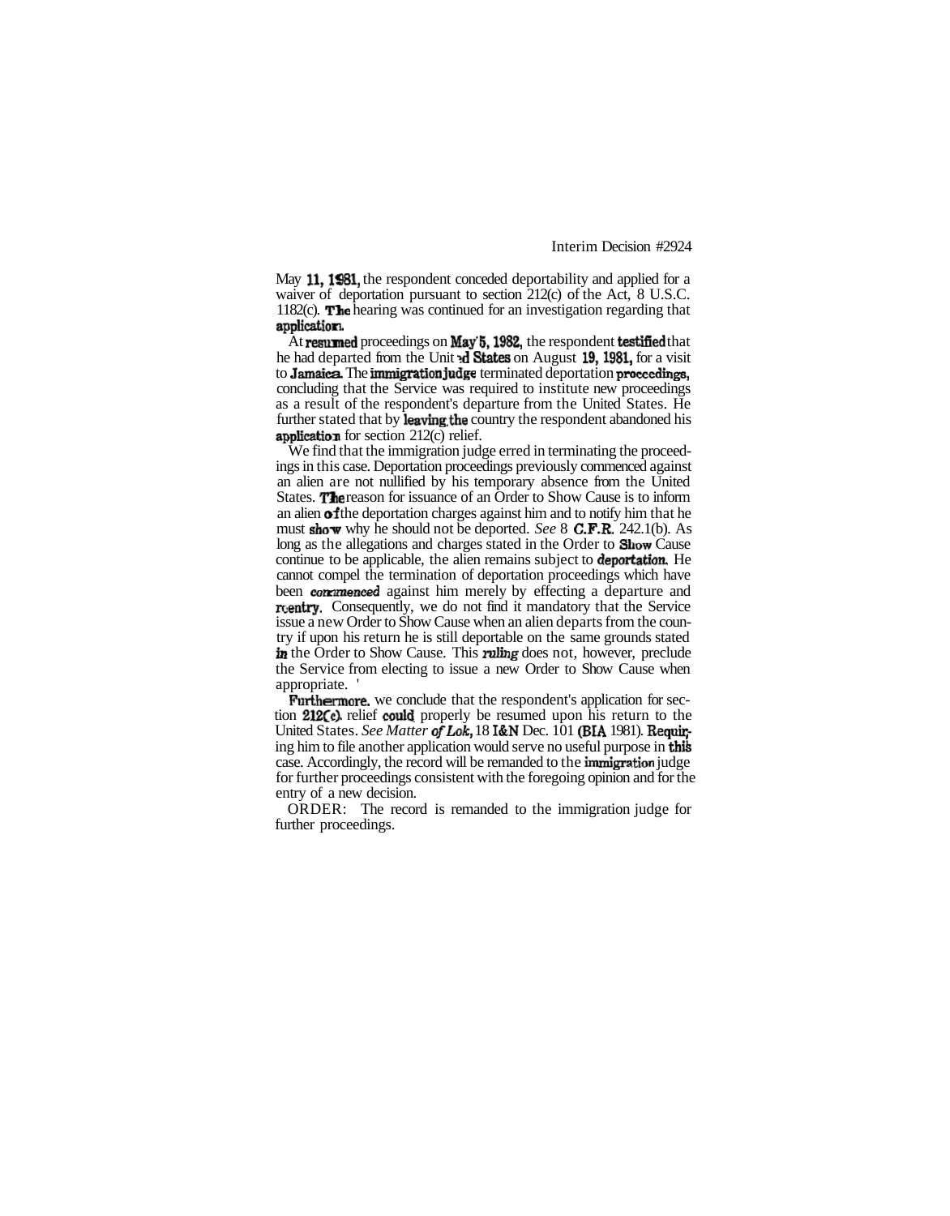May 11, 1981, the respondent conceded deportability and applied for a waiver of deportation pursuant to section 212(c) of the Act, 8 U.S.C. 1182(c). The hearing was continued for an investigation regarding that application.

At resumed proceedings on May 5, 1982, the respondent testified that he had departed from the United States on August 19, 1981, for a visit to Jamaica. The immigration judge terminated deportation proceedings, concluding that the Service was required to institute new proceedings as a result of the respondent's departure from the United States. He further stated that by leaving the country the respondent abandoned his application for section 212(c) relief.

We find that the immigration judge erred in terminating the proceedings in this case. Deportation proceedings previously commenced against an alien are not nullified by his temporary absence from the United States. The reason for issuance of an Order to Show Cause is to inform an alien of the deportation charges against him and to notify him that he must show why he should not be deported. *See* 8 C.F.R. 242.1(b). As long as the allegations and charges stated in the Order to Show Cause continue to be applicable, the alien remains subject to deportation. He cannot compel the termination of deportation proceedings which have been commenced against him merely by effecting a departure and reentry. Consequently, we do not find it mandatory that the Service issue a new Order to Show Cause when an alien departs from the country if upon his return he is still deportable on the same grounds stated in the Order to Show Cause. This ruling does not, however, preclude the Service from electing to issue a new Order to Show Cause when appropriate.

Furthermore, we conclude that the respondent's application for section 212(c) relief could properly be resumed upon his return to the United States. *See Matter of Lok*, 18 I&N Dec. 101 (BIA 1981). Requiring him to file another application would serve no useful purpose in this case. Accordingly, the record will be remanded to the immigration judge for further proceedings consistent with the foregoing opinion and for the entry of a new decision.

ORDER: The record is remanded to the immigration judge for further proceedings.